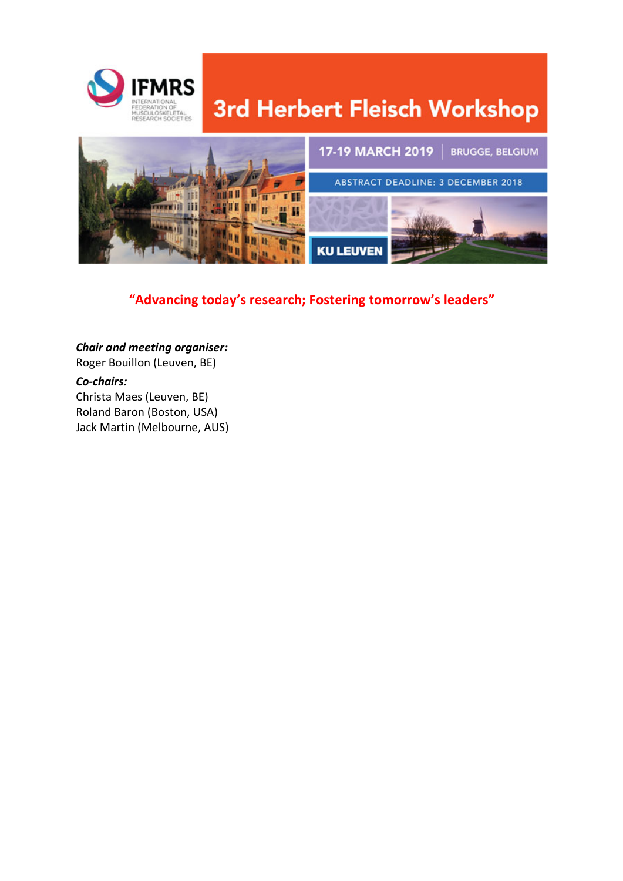IFMRS

INTERNATIONAL FEDERATION OF MUSCULOSKELETAL RESEARCH SOCIETIES

# 3rd Herbert Fleisch Workshop

17-19 MARCH 2019 | BRUGGE, BELGIUM

ABSTRACT DEADLINE: 3 DECEMBER 2018

KU LEUVEN

**"Advancing today's research; Fostering tomorrow's leaders"**

***Chair and meeting organiser:***
Roger Bouillon (Leuven, BE)

***Co-chairs:***
Christa Maes (Leuven, BE)
Roland Baron (Boston, USA)
Jack Martin (Melbourne, AUS)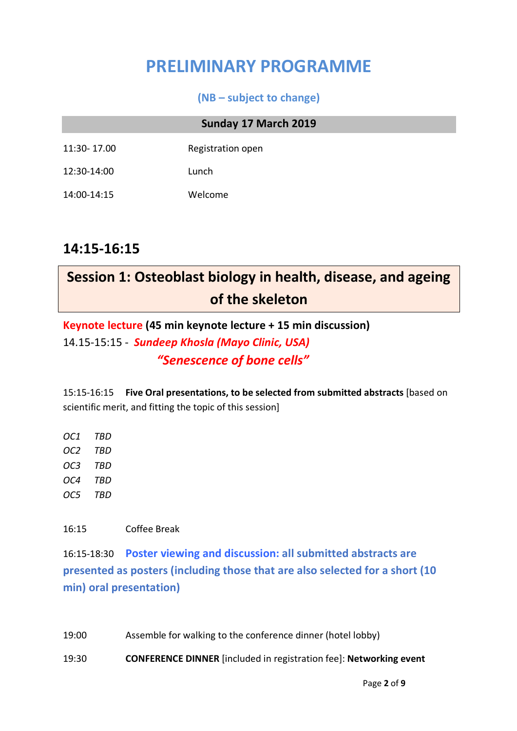# PRELIMINARY PROGRAMME

**(NB – subject to change)**

| Sunday 17 March 2019 | |
|---|---|
| 11:30- 17.00 | Registration open |
| 12:30-14:00 | Lunch |
| 14:00-14:15 | Welcome |

## 14:15-16:15

## Session 1: Osteoblast biology in health, disease, and ageing of the skeleton

**Keynote lecture (45 min keynote lecture + 15 min discussion)**

14.15-15:15 - ***Sundeep Khosla (Mayo Clinic, USA)***

***"Senescence of bone cells"***

15:15-16:15 **Five Oral presentations, to be selected from submitted abstracts** [based on scientific merit, and fitting the topic of this session]

*OC1 TBD*
*OC2 TBD*
*OC3 TBD*
*OC4 TBD*
*OC5 TBD*

16:15 Coffee Break

16:15-18:30 **Poster viewing and discussion: all submitted abstracts are presented as posters (including those that are also selected for a short (10 min) oral presentation)**

19:00 Assemble for walking to the conference dinner (hotel lobby)

19:30 **CONFERENCE DINNER** [included in registration fee]: **Networking event**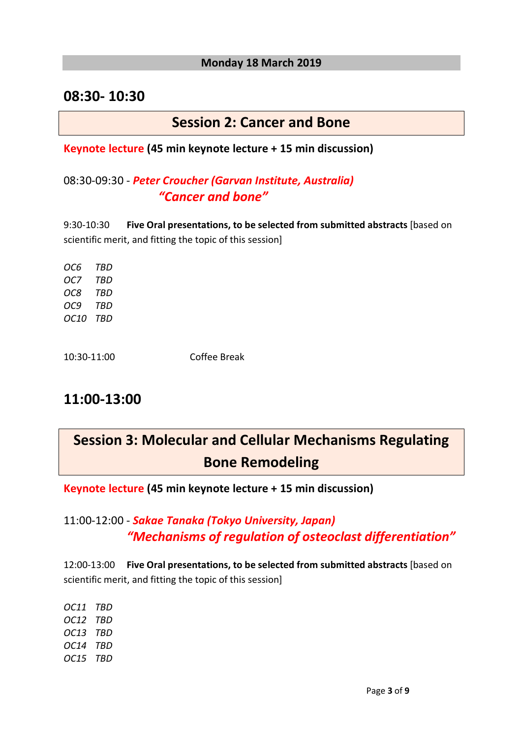**Monday 18 March 2019**

## 08:30- 10:30

### Session 2: Cancer and Bone

**Keynote lecture (45 min keynote lecture + 15 min discussion)**

08:30-09:30 - ***Peter Croucher (Garvan Institute, Australia)***
***"Cancer and bone"***

9:30-10:30 **Five Oral presentations, to be selected from submitted abstracts** [based on scientific merit, and fitting the topic of this session]

*OC6 TBD*
*OC7 TBD*
*OC8 TBD*
*OC9 TBD*
*OC10 TBD*

10:30-11:00 Coffee Break

## 11:00-13:00

### Session 3: Molecular and Cellular Mechanisms Regulating Bone Remodeling

**Keynote lecture (45 min keynote lecture + 15 min discussion)**

11:00-12:00 - ***Sakae Tanaka (Tokyo University, Japan)***
***"Mechanisms of regulation of osteoclast differentiation"***

12:00-13:00 **Five Oral presentations, to be selected from submitted abstracts** [based on scientific merit, and fitting the topic of this session]

*OC11 TBD*
*OC12 TBD*
*OC13 TBD*
*OC14 TBD*
*OC15 TBD*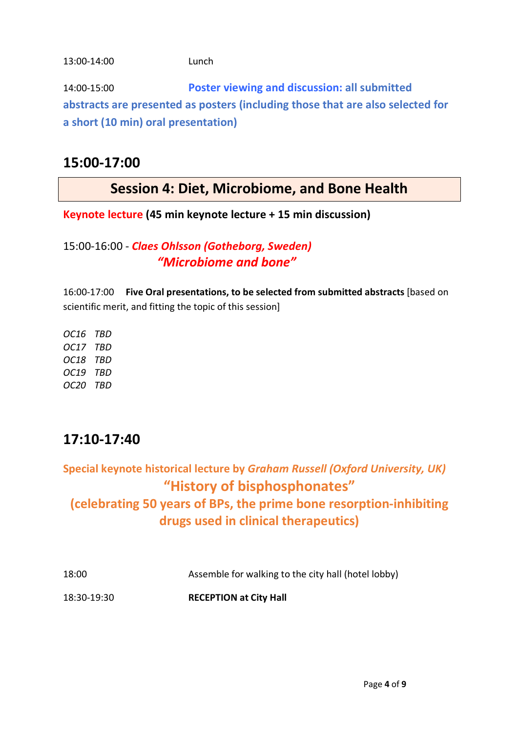13:00-14:00 Lunch

14:00-15:00 **Poster viewing and discussion: all submitted abstracts are presented as posters (including those that are also selected for a short (10 min) oral presentation)**

## 15:00-17:00

## Session 4: Diet, Microbiome, and Bone Health

**Keynote lecture (45 min keynote lecture + 15 min discussion)**

15:00-16:00 - ***Claes Ohlsson (Gotheborg, Sweden)***
***"Microbiome and bone"***

16:00-17:00 **Five Oral presentations, to be selected from submitted abstracts** [based on scientific merit, and fitting the topic of this session]

*OC16 TBD*
*OC17 TBD*
*OC18 TBD*
*OC19 TBD*
*OC20 TBD*

## 17:10-17:40

**Special keynote historical lecture by *Graham Russell (Oxford University, UK)***
**"History of bisphosphonates"**
**(celebrating 50 years of BPs, the prime bone resorption-inhibiting drugs used in clinical therapeutics)**

18:00 Assemble for walking to the city hall (hotel lobby)

18:30-19:30 **RECEPTION at City Hall**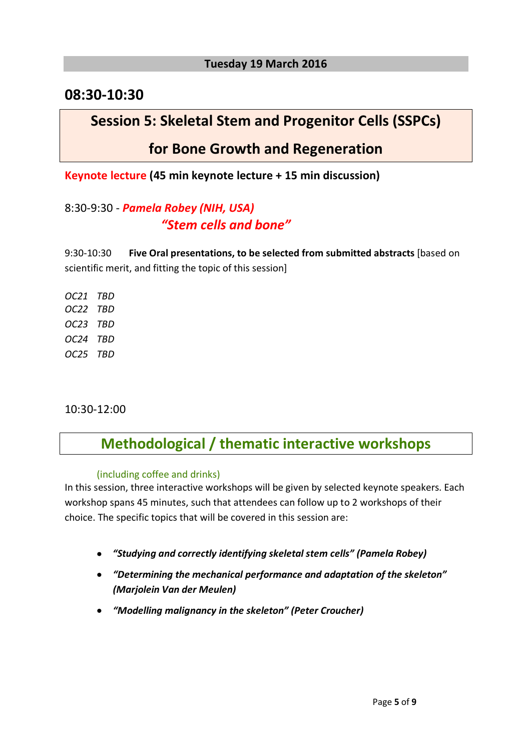## Tuesday 19 March 2016

## 08:30-10:30

## Session 5: Skeletal Stem and Progenitor Cells (SSPCs) for Bone Growth and Regeneration

**Keynote lecture (45 min keynote lecture + 15 min discussion)**

8:30-9:30 - ***Pamela Robey (NIH, USA)***
***"Stem cells and bone"***

9:30-10:30 **Five Oral presentations, to be selected from submitted abstracts** [based on scientific merit, and fitting the topic of this session]

*OC21 TBD*
*OC22 TBD*
*OC23 TBD*
*OC24 TBD*
*OC25 TBD*

10:30-12:00

## Methodological / thematic interactive workshops

(including coffee and drinks)

In this session, three interactive workshops will be given by selected keynote speakers. Each workshop spans 45 minutes, such that attendees can follow up to 2 workshops of their choice. The specific topics that will be covered in this session are:

- ***"Studying and correctly identifying skeletal stem cells" (Pamela Robey)***
- ***"Determining the mechanical performance and adaptation of the skeleton" (Marjolein Van der Meulen)***
- ***"Modelling malignancy in the skeleton" (Peter Croucher)***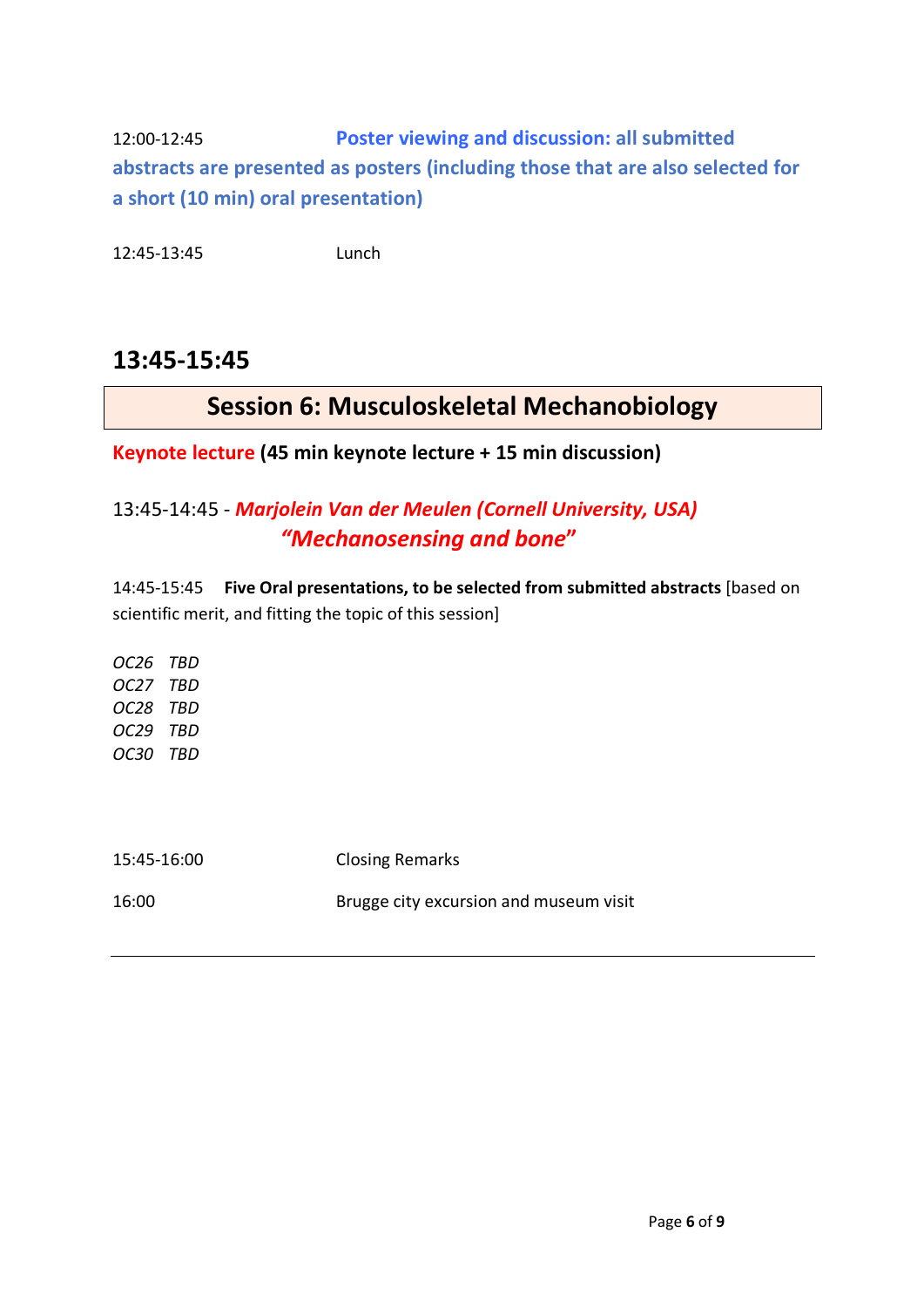12:00-12:45 **Poster viewing and discussion: all submitted abstracts are presented as posters (including those that are also selected for a short (10 min) oral presentation)**

12:45-13:45 Lunch

## 13:45-15:45

## Session 6: Musculoskeletal Mechanobiology

**Keynote lecture (45 min keynote lecture + 15 min discussion)**

13:45-14:45 - ***Marjolein Van der Meulen (Cornell University, USA)***
***"Mechanosensing and bone"***

14:45-15:45 **Five Oral presentations, to be selected from submitted abstracts** [based on scientific merit, and fitting the topic of this session]

*OC26 TBD*
*OC27 TBD*
*OC28 TBD*
*OC29 TBD*
*OC30 TBD*

15:45-16:00 Closing Remarks

16:00 Brugge city excursion and museum visit

---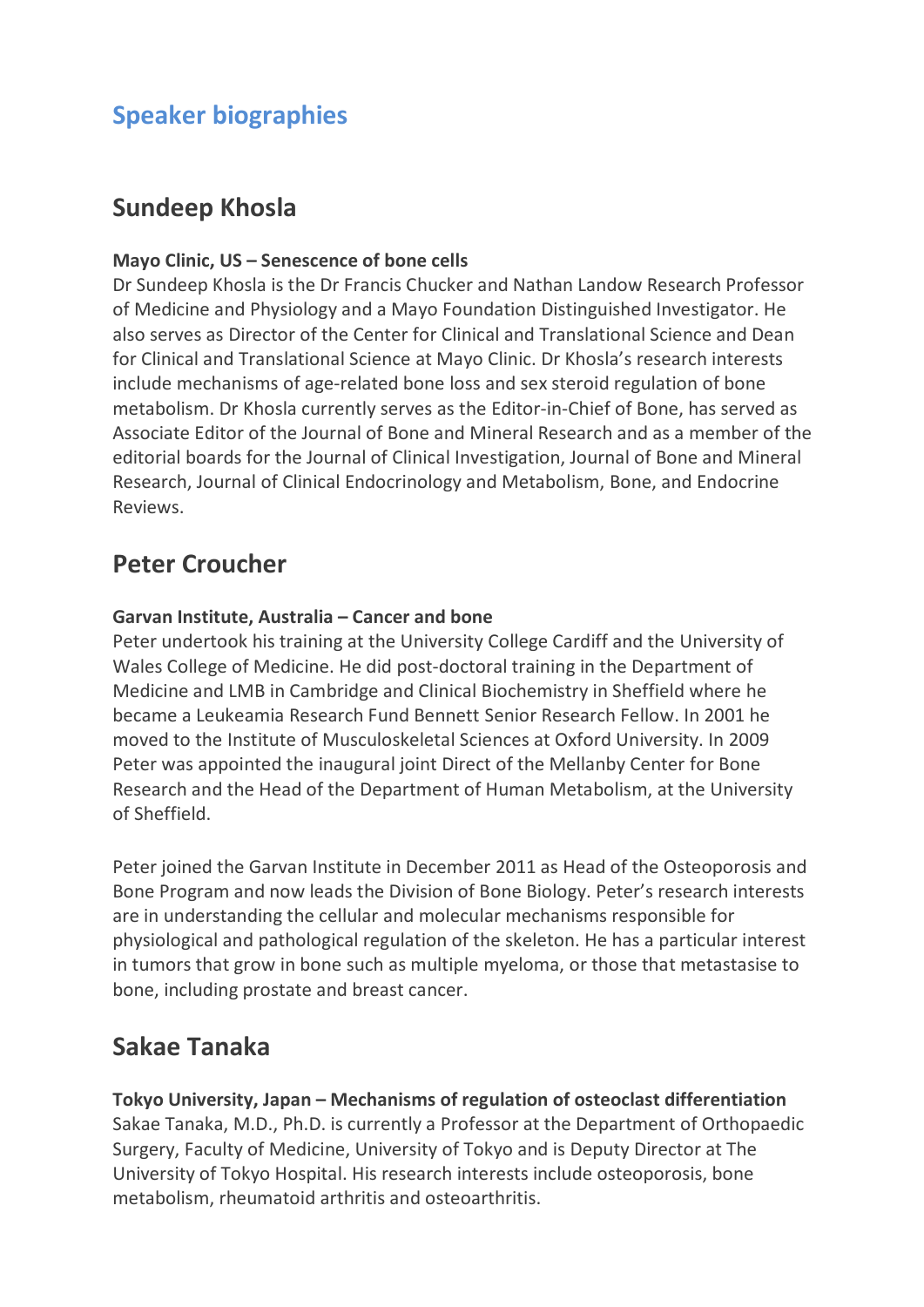# Speaker biographies

## Sundeep Khosla

**Mayo Clinic, US – Senescence of bone cells**
Dr Sundeep Khosla is the Dr Francis Chucker and Nathan Landow Research Professor of Medicine and Physiology and a Mayo Foundation Distinguished Investigator. He also serves as Director of the Center for Clinical and Translational Science and Dean for Clinical and Translational Science at Mayo Clinic. Dr Khosla's research interests include mechanisms of age-related bone loss and sex steroid regulation of bone metabolism. Dr Khosla currently serves as the Editor-in-Chief of Bone, has served as Associate Editor of the Journal of Bone and Mineral Research and as a member of the editorial boards for the Journal of Clinical Investigation, Journal of Bone and Mineral Research, Journal of Clinical Endocrinology and Metabolism, Bone, and Endocrine Reviews.

## Peter Croucher

**Garvan Institute, Australia – Cancer and bone**
Peter undertook his training at the University College Cardiff and the University of Wales College of Medicine. He did post-doctoral training in the Department of Medicine and LMB in Cambridge and Clinical Biochemistry in Sheffield where he became a Leukeamia Research Fund Bennett Senior Research Fellow. In 2001 he moved to the Institute of Musculoskeletal Sciences at Oxford University. In 2009 Peter was appointed the inaugural joint Direct of the Mellanby Center for Bone Research and the Head of the Department of Human Metabolism, at the University of Sheffield.

Peter joined the Garvan Institute in December 2011 as Head of the Osteoporosis and Bone Program and now leads the Division of Bone Biology. Peter's research interests are in understanding the cellular and molecular mechanisms responsible for physiological and pathological regulation of the skeleton. He has a particular interest in tumors that grow in bone such as multiple myeloma, or those that metastasise to bone, including prostate and breast cancer.

## Sakae Tanaka

**Tokyo University, Japan – Mechanisms of regulation of osteoclast differentiation**
Sakae Tanaka, M.D., Ph.D. is currently a Professor at the Department of Orthopaedic Surgery, Faculty of Medicine, University of Tokyo and is Deputy Director at The University of Tokyo Hospital. His research interests include osteoporosis, bone metabolism, rheumatoid arthritis and osteoarthritis.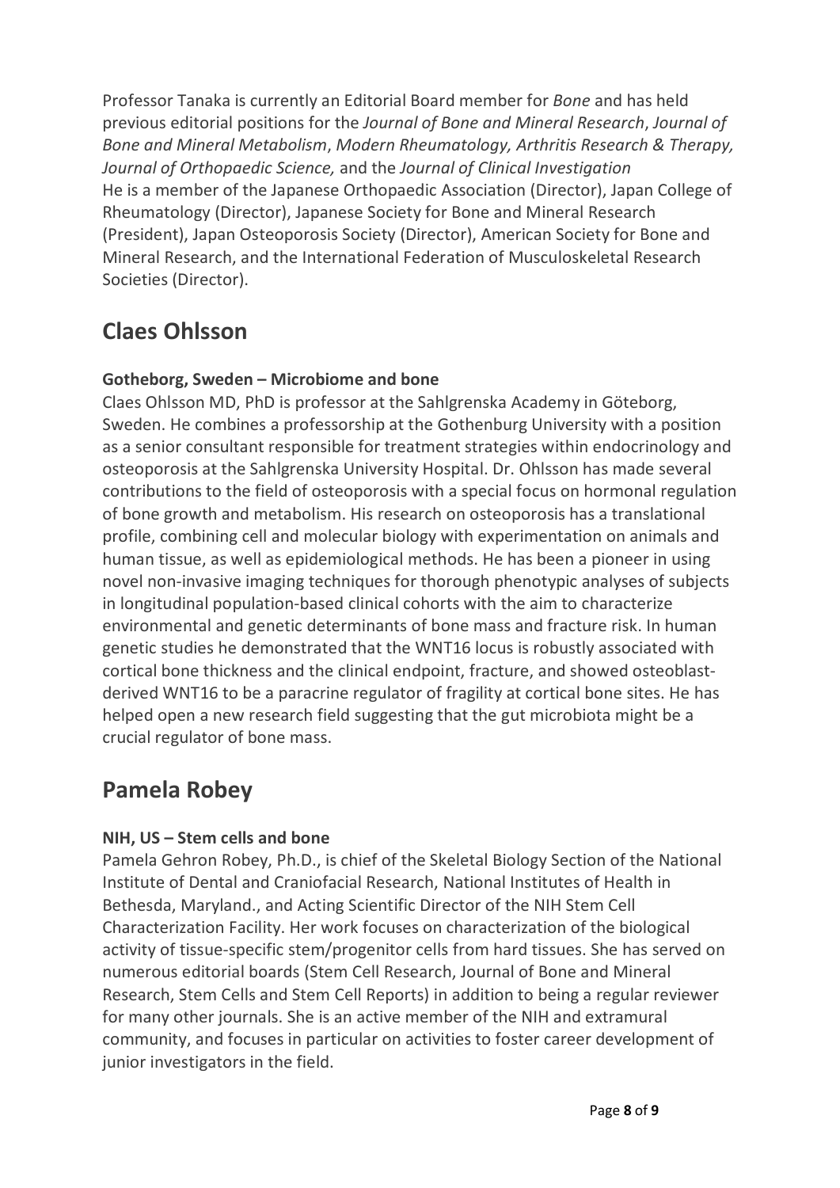Professor Tanaka is currently an Editorial Board member for *Bone* and has held previous editorial positions for the *Journal of Bone and Mineral Research*, *Journal of Bone and Mineral Metabolism*, *Modern Rheumatology, Arthritis Research & Therapy, Journal of Orthopaedic Science,* and the *Journal of Clinical Investigation*
He is a member of the Japanese Orthopaedic Association (Director), Japan College of Rheumatology (Director), Japanese Society for Bone and Mineral Research (President), Japan Osteoporosis Society (Director), American Society for Bone and Mineral Research, and the International Federation of Musculoskeletal Research Societies (Director).

## Claes Ohlsson

**Gotheborg, Sweden – Microbiome and bone**
Claes Ohlsson MD, PhD is professor at the Sahlgrenska Academy in Göteborg, Sweden. He combines a professorship at the Gothenburg University with a position as a senior consultant responsible for treatment strategies within endocrinology and osteoporosis at the Sahlgrenska University Hospital. Dr. Ohlsson has made several contributions to the field of osteoporosis with a special focus on hormonal regulation of bone growth and metabolism. His research on osteoporosis has a translational profile, combining cell and molecular biology with experimentation on animals and human tissue, as well as epidemiological methods. He has been a pioneer in using novel non-invasive imaging techniques for thorough phenotypic analyses of subjects in longitudinal population-based clinical cohorts with the aim to characterize environmental and genetic determinants of bone mass and fracture risk. In human genetic studies he demonstrated that the WNT16 locus is robustly associated with cortical bone thickness and the clinical endpoint, fracture, and showed osteoblast-derived WNT16 to be a paracrine regulator of fragility at cortical bone sites. He has helped open a new research field suggesting that the gut microbiota might be a crucial regulator of bone mass.

## Pamela Robey

**NIH, US – Stem cells and bone**
Pamela Gehron Robey, Ph.D., is chief of the Skeletal Biology Section of the National Institute of Dental and Craniofacial Research, National Institutes of Health in Bethesda, Maryland., and Acting Scientific Director of the NIH Stem Cell Characterization Facility. Her work focuses on characterization of the biological activity of tissue-specific stem/progenitor cells from hard tissues. She has served on numerous editorial boards (Stem Cell Research, Journal of Bone and Mineral Research, Stem Cells and Stem Cell Reports) in addition to being a regular reviewer for many other journals. She is an active member of the NIH and extramural community, and focuses in particular on activities to foster career development of junior investigators in the field.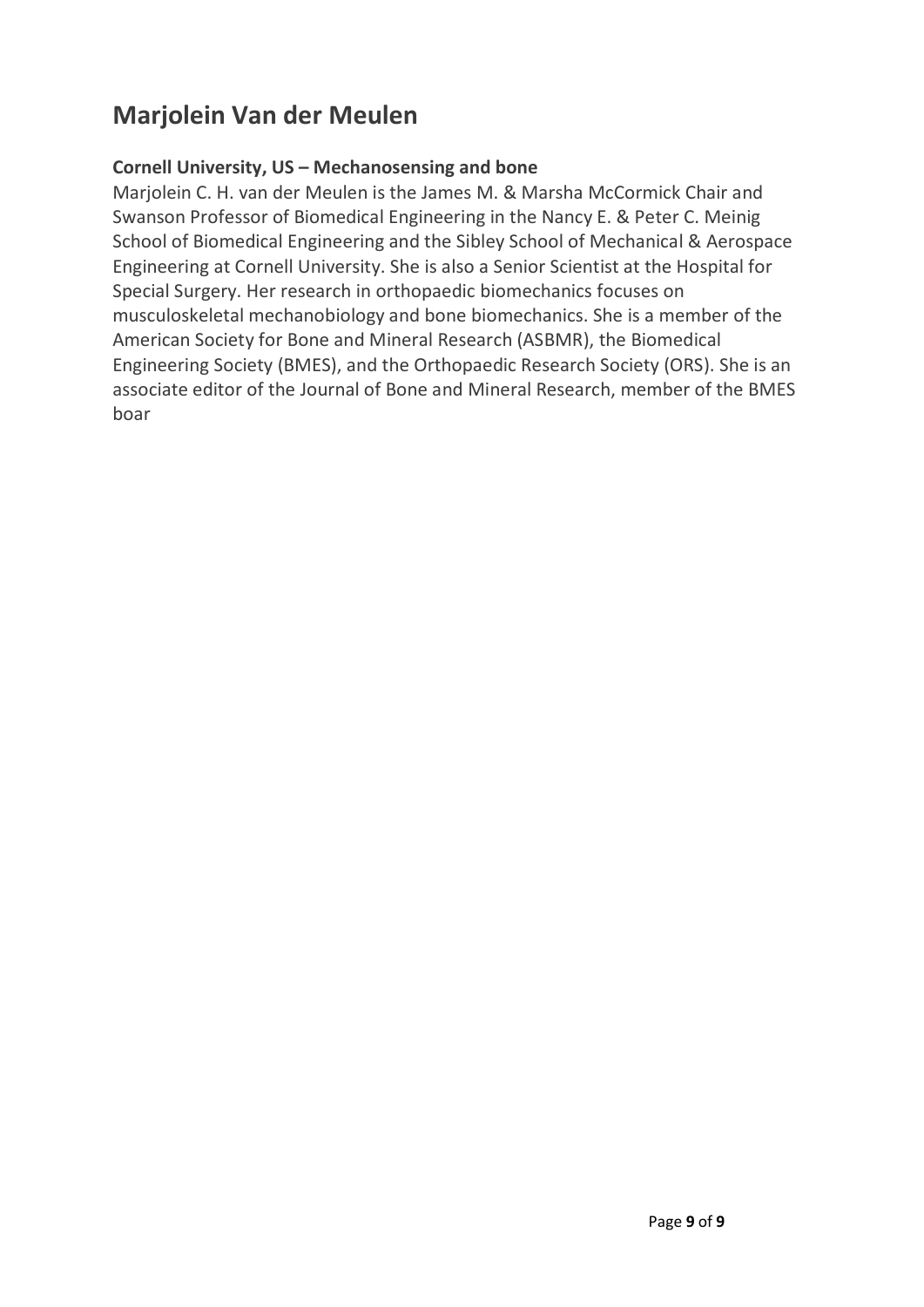## Marjolein Van der Meulen

**Cornell University, US – Mechanosensing and bone**

Marjolein C. H. van der Meulen is the James M. & Marsha McCormick Chair and Swanson Professor of Biomedical Engineering in the Nancy E. & Peter C. Meinig School of Biomedical Engineering and the Sibley School of Mechanical & Aerospace Engineering at Cornell University. She is also a Senior Scientist at the Hospital for Special Surgery. Her research in orthopaedic biomechanics focuses on musculoskeletal mechanobiology and bone biomechanics. She is a member of the American Society for Bone and Mineral Research (ASBMR), the Biomedical Engineering Society (BMES), and the Orthopaedic Research Society (ORS). She is an associate editor of the Journal of Bone and Mineral Research, member of the BMES boar